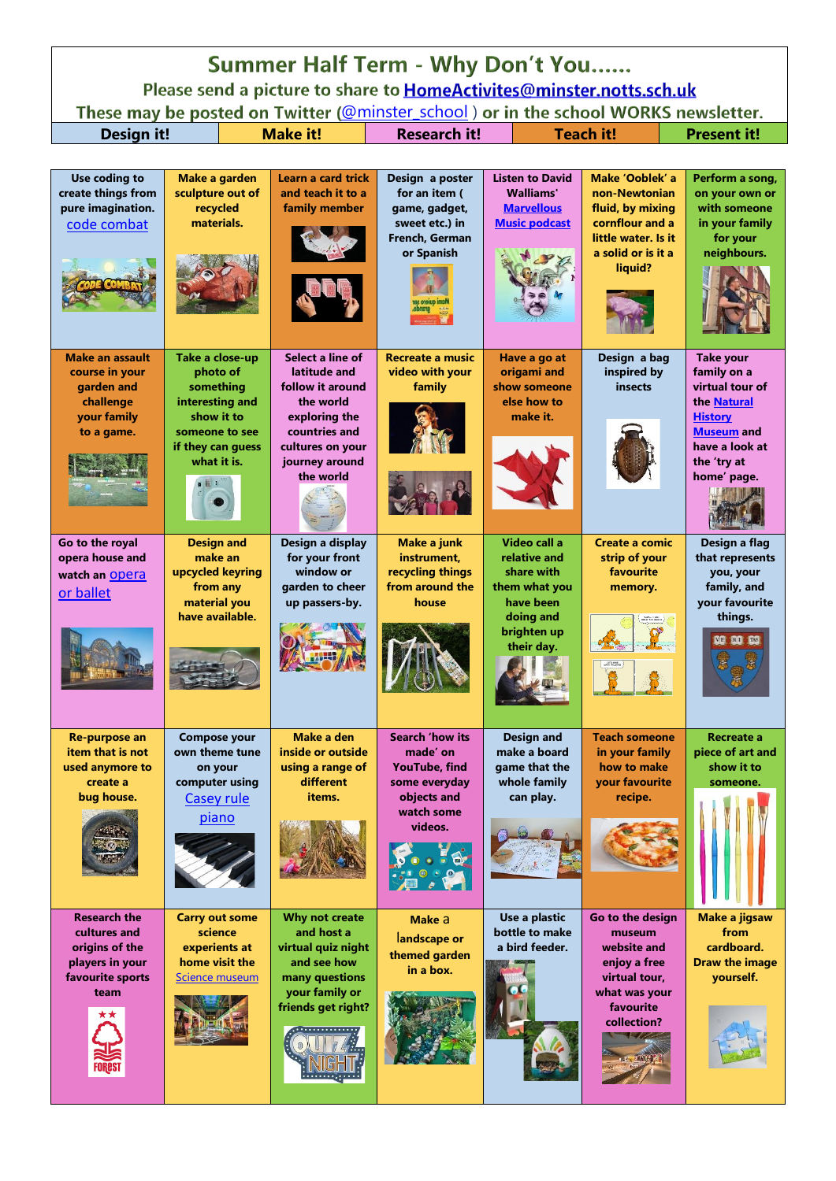# Summer Half Term - Why Don't You......

Please send a picture to share to HomeActivites@minster.notts.sch.uk

These may be posted on Twitter (@minster_school ) or in the school WORKS newsletter.

| Design it! | Make it! | Research it! | Teach it! | Present it! |
|---|---|---|---|---|

| | | | | | | |
|---|---|---|---|---|---|---|
| Use coding to create things from pure imagination. code combat | Make a garden sculpture out of recycled materials. | Learn a card trick and teach it to a family member | Design a poster for an item ( game, gadget, sweet etc.) in French, German or Spanish | Listen to David Walliams' Marvellous Music podcast | Make 'Ooblek' a non-Newtonian fluid, by mixing cornflour and a little water. Is it a solid or is it a liquid? | Perform a song, on your own or with someone in your family for your neighbours. |
| Make an assault course in your garden and challenge your family to a game. | Take a close-up photo of something interesting and show it to someone to see if they can guess what it is. | Select a line of latitude and follow it around the world exploring the countries and cultures on your journey around the world | Recreate a music video with your family | Have a go at origami and show someone else how to make it. | Design a bag inspired by insects | Take your family on a virtual tour of the Natural History Museum and have a look at the 'try at home' page. |
| Go to the royal opera house and watch an opera or ballet | Design and make an upcycled keyring from any material you have available. | Design a display for your front window or garden to cheer up passers-by. | Make a junk instrument, recycling things from around the house | Video call a relative and share with them what you have been doing and brighten up their day. | Create a comic strip of your favourite memory. | Design a flag that represents you, your family, and your favourite things. |
| Re-purpose an item that is not used anymore to create a bug house. | Compose your own theme tune on your computer using Casey rule piano | Make a den inside or outside using a range of different items. | Search 'how its made' on YouTube, find some everyday objects and watch some videos. | Design and make a board game that the whole family can play. | Teach someone in your family how to make your favourite recipe. | Recreate a piece of art and show it to someone. |
| Research the cultures and origins of the players in your favourite sports team | Carry out some science experiments at home visit the Science museum | Why not create and host a virtual quiz night and see how many questions your family or friends get right? | Make a landscape or themed garden in a box. | Use a plastic bottle to make a bird feeder. | Go to the design museum website and enjoy a free virtual tour, what was your favourite collection? | Make a jigsaw from cardboard. Draw the image yourself. |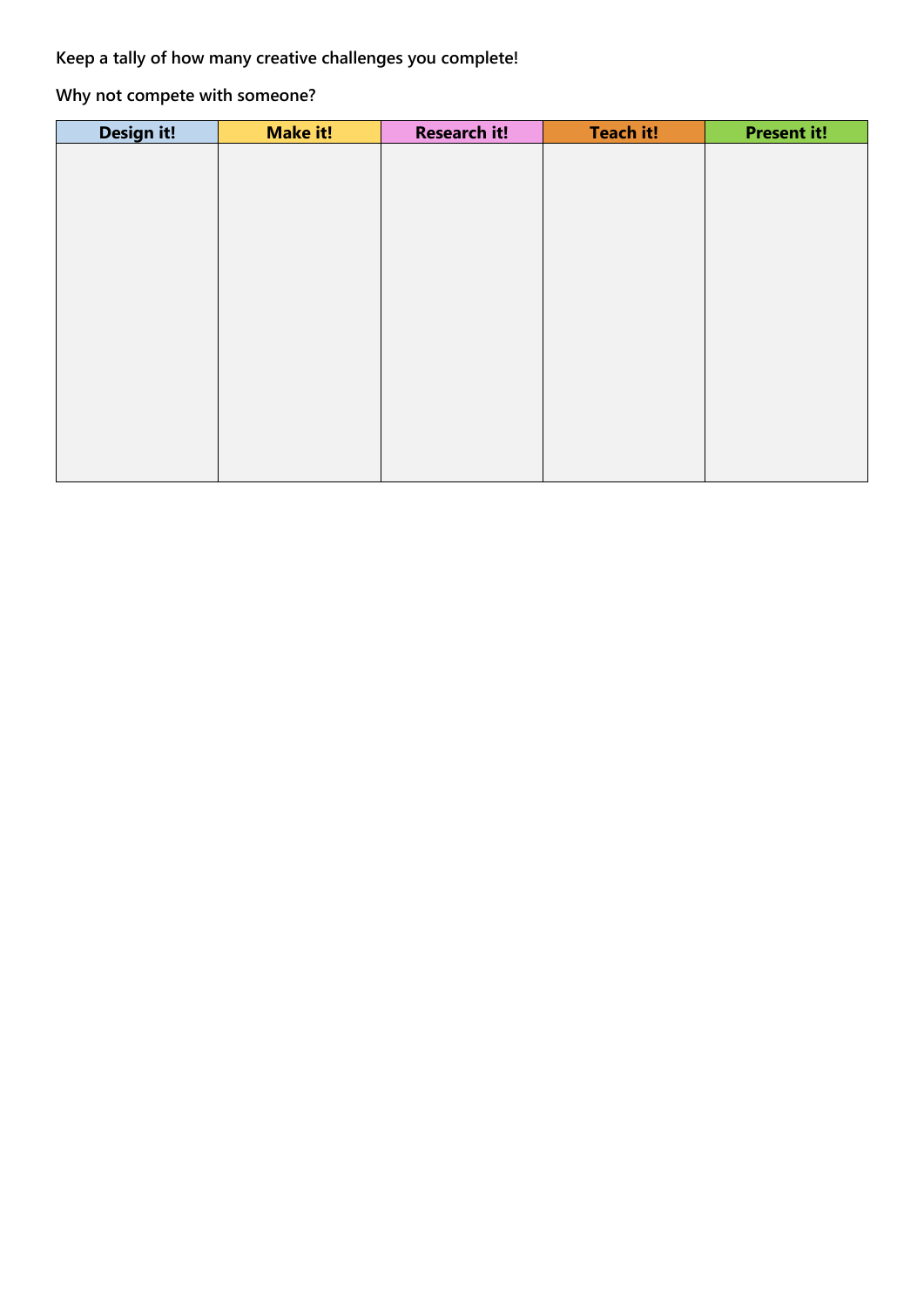**Keep a tally of how many creative challenges you complete!**

**Why not compete with someone?**

| Design it! | Make it! | Research it! | Teach it! | Present it! |
| --- | --- | --- | --- | --- |
| | | | | |